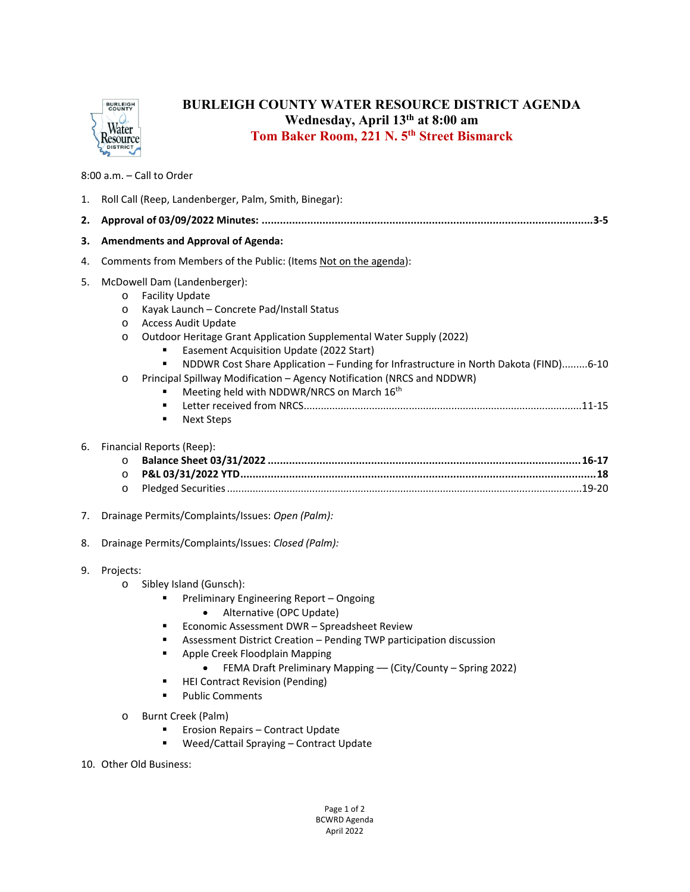# BURLEIGH COUNTY WATER RESOURCE DISTRICT AGENDA

**Wednesday, April 13th at 8:00 am**

**Tom Baker Room, 221 N. 5th Street Bismarck**

8:00 a.m. – Call to Order

1. Roll Call (Reep, Landenberger, Palm, Smith, Binegar):
2. **Approval of 03/09/2022 Minutes: ............................................................................................................3-5**
3. **Amendments and Approval of Agenda:**
4. Comments from Members of the Public: (Items Not on the agenda):
5. McDowell Dam (Landenberger):
   - Facility Update
   - Kayak Launch – Concrete Pad/Install Status
   - Access Audit Update
   - Outdoor Heritage Grant Application Supplemental Water Supply (2022)
     - Easement Acquisition Update (2022 Start)
     - NDDWR Cost Share Application – Funding for Infrastructure in North Dakota (FIND).........6-10
   - Principal Spillway Modification – Agency Notification (NRCS and NDDWR)
     - Meeting held with NDDWR/NRCS on March 16th
     - Letter received from NRCS...............................................................................................11-15
     - Next Steps
6. Financial Reports (Reep):
   - **Balance Sheet 03/31/2022 ....................................................................................................16-17**
   - **P&L 03/31/2022 YTD...................................................................................................................18**
   - Pledged Securities .........................................................................................................................19-20
7. Drainage Permits/Complaints/Issues: *Open (Palm):*
8. Drainage Permits/Complaints/Issues: *Closed (Palm):*
9. Projects:
   - Sibley Island (Gunsch):
     - Preliminary Engineering Report – Ongoing
       - Alternative (OPC Update)
     - Economic Assessment DWR – Spreadsheet Review
     - Assessment District Creation – Pending TWP participation discussion
     - Apple Creek Floodplain Mapping
       - FEMA Draft Preliminary Mapping –– (City/County – Spring 2022)
     - HEI Contract Revision (Pending)
     - Public Comments
   - Burnt Creek (Palm)
     - Erosion Repairs – Contract Update
     - Weed/Cattail Spraying – Contract Update
10. Other Old Business: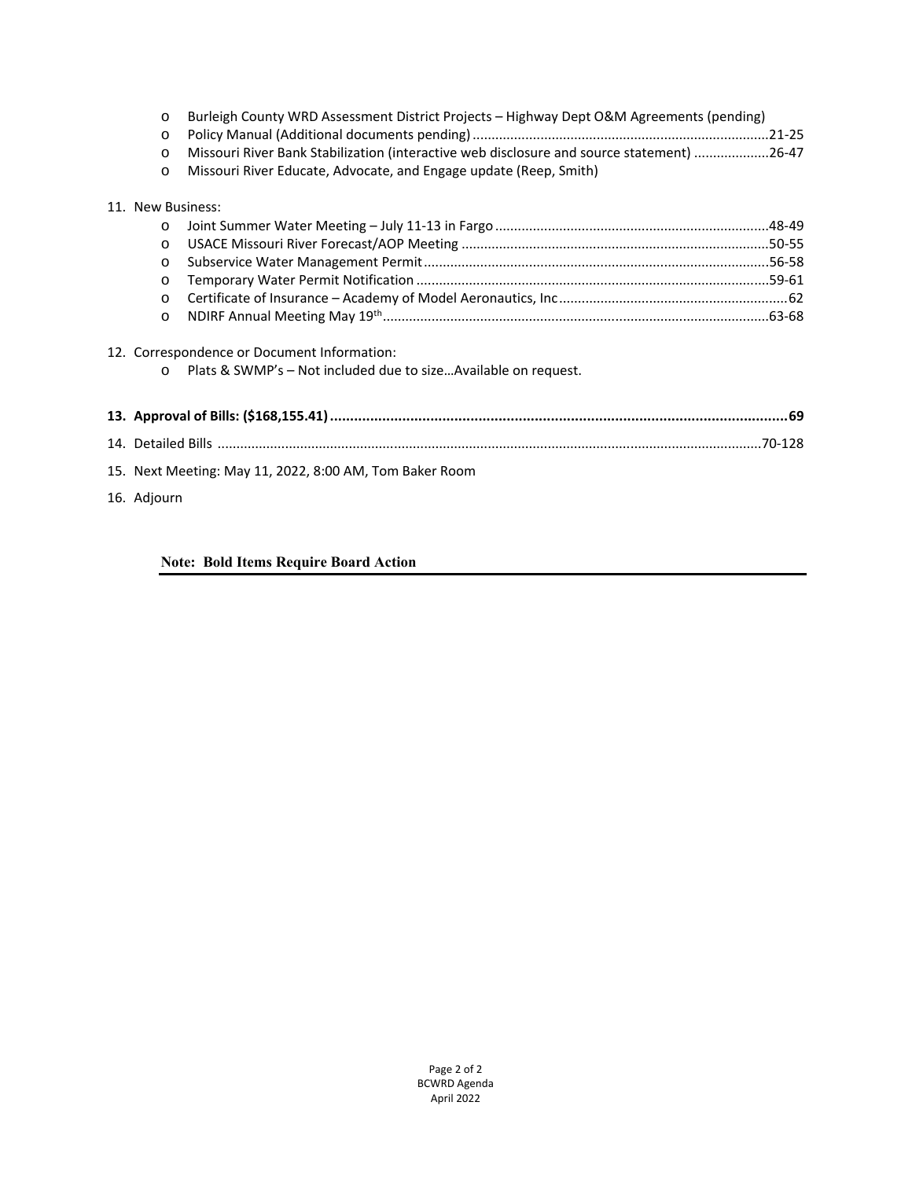- Burleigh County WRD Assessment District Projects – Highway Dept O&M Agreements (pending)
- Policy Manual (Additional documents pending) ....................21-25
- Missouri River Bank Stabilization (interactive web disclosure and source statement) ....................26-47
- Missouri River Educate, Advocate, and Engage update (Reep, Smith)

11. New Business:
    - Joint Summer Water Meeting – July 11-13 in Fargo ....................48-49
    - USACE Missouri River Forecast/AOP Meeting ....................50-55
    - Subservice Water Management Permit ....................56-58
    - Temporary Water Permit Notification ....................59-61
    - Certificate of Insurance – Academy of Model Aeronautics, Inc ....................62
    - NDIRF Annual Meeting May 19th ....................63-68

12. Correspondence or Document Information:
    - Plats & SWMP's – Not included due to size…Available on request.

13. **Approval of Bills: ($168,155.41) ....................69**

14. Detailed Bills ....................70-128

15. Next Meeting: May 11, 2022, 8:00 AM, Tom Baker Room

16. Adjourn

**Note: Bold Items Require Board Action**